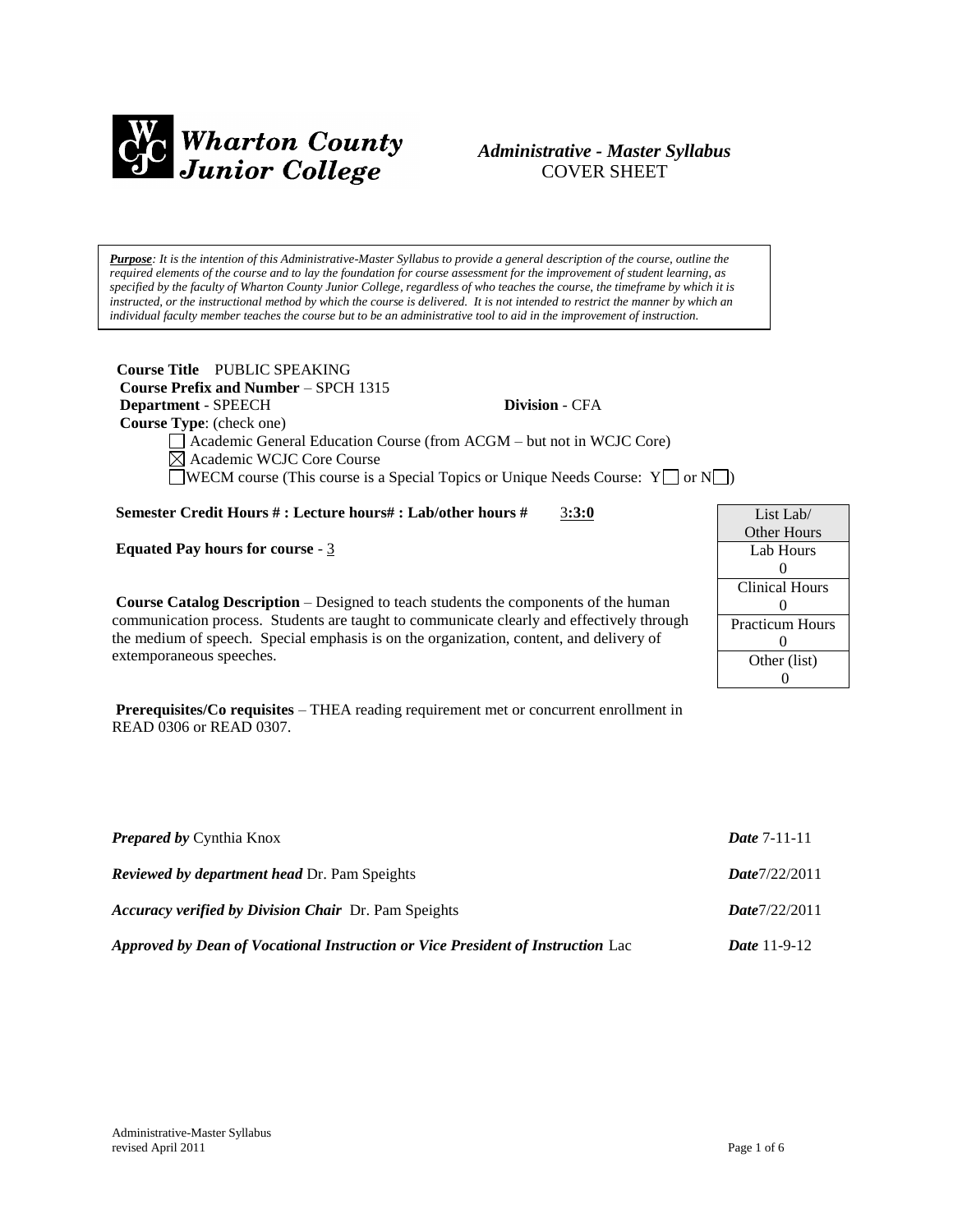Wharton County Junior College

*Administrative - Master Syllabus*
COVER SHEET

***Purpose**: It is the intention of this Administrative-Master Syllabus to provide a general description of the course, outline the required elements of the course and to lay the foundation for course assessment for the improvement of student learning, as specified by the faculty of Wharton County Junior College, regardless of who teaches the course, the timeframe by which it is instructed, or the instructional method by which the course is delivered. It is not intended to restrict the manner by which an individual faculty member teaches the course but to be an administrative tool to aid in the improvement of instruction.*

**Course Title** PUBLIC SPEAKING
**Course Prefix and Number** – SPCH 1315
**Department** - SPEECH **Division** - CFA
**Course Type**: (check one)

☐ Academic General Education Course (from ACGM – but not in WCJC Core)
☒ Academic WCJC Core Course
☐ WECM course (This course is a Special Topics or Unique Needs Course: Y☐ or N☐)

**Semester Credit Hours # : Lecture hours# : Lab/other hours #** 3**:3:0**

**Equated Pay hours for course** - 3

| List Lab/ Other Hours |
|---|
| Lab Hours 0 |
| Clinical Hours 0 |
| Practicum Hours 0 |
| Other (list) 0 |

**Course Catalog Description** – Designed to teach students the components of the human communication process. Students are taught to communicate clearly and effectively through the medium of speech. Special emphasis is on the organization, content, and delivery of extemporaneous speeches.

**Prerequisites/Co requisites** – THEA reading requirement met or concurrent enrollment in READ 0306 or READ 0307.

***Prepared by*** Cynthia Knox ***Date*** 7-11-11

***Reviewed by department head*** Dr. Pam Speights ***Date***7/22/2011

***Accuracy verified by Division Chair*** Dr. Pam Speights ***Date***7/22/2011

***Approved by Dean of Vocational Instruction or Vice President of Instruction*** Lac ***Date*** 11-9-12

Administrative-Master Syllabus
revised April 2011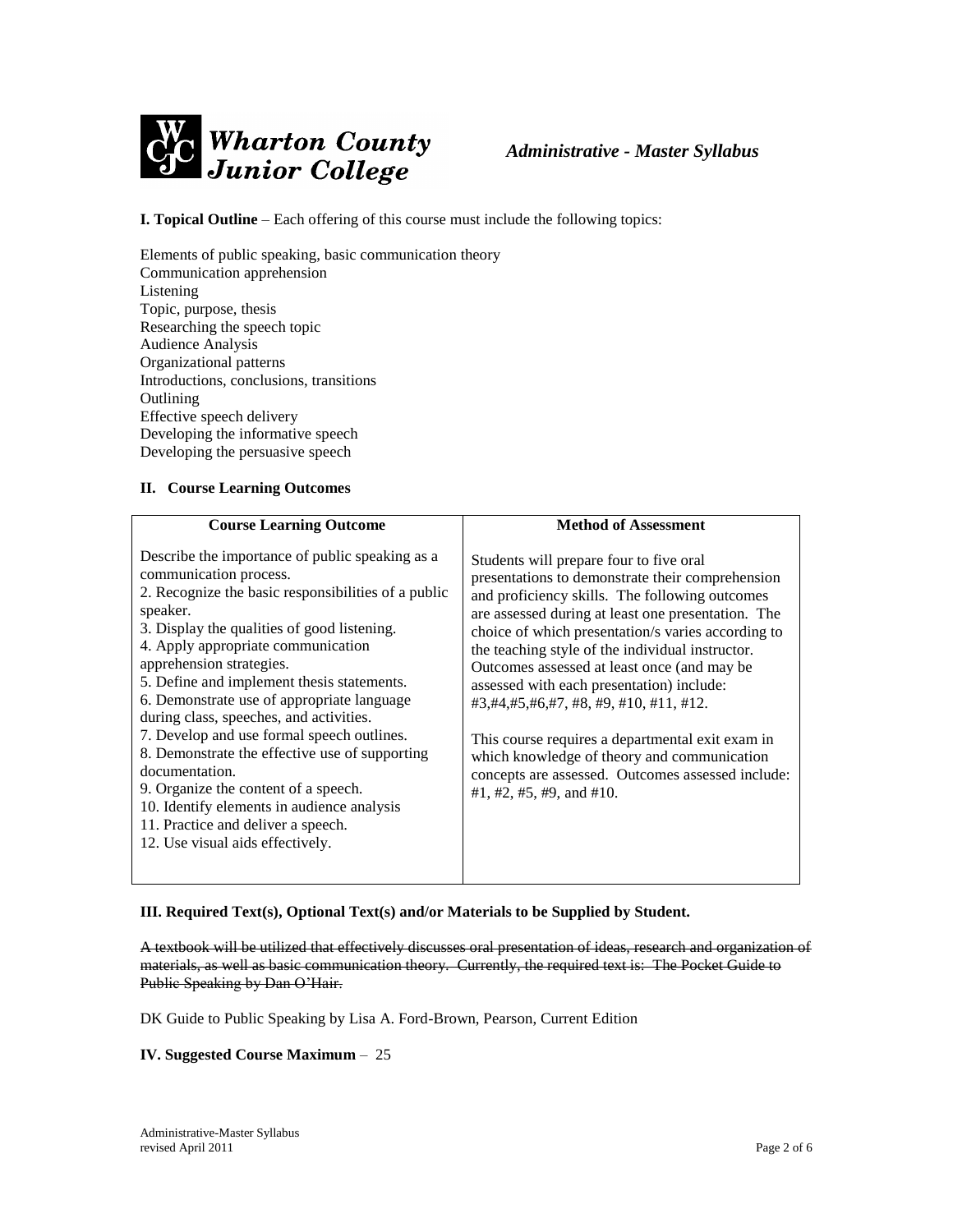**Wharton County Junior College** *Administrative - Master Syllabus*

**I. Topical Outline** – Each offering of this course must include the following topics:

Elements of public speaking, basic communication theory
Communication apprehension
Listening
Topic, purpose, thesis
Researching the speech topic
Audience Analysis
Organizational patterns
Introductions, conclusions, transitions
Outlining
Effective speech delivery
Developing the informative speech
Developing the persuasive speech

**II. Course Learning Outcomes**

| Course Learning Outcome | Method of Assessment |
| --- | --- |
| Describe the importance of public speaking as a communication process.<br>2. Recognize the basic responsibilities of a public speaker.<br>3. Display the qualities of good listening.<br>4. Apply appropriate communication apprehension strategies.<br>5. Define and implement thesis statements.<br>6. Demonstrate use of appropriate language during class, speeches, and activities.<br>7. Develop and use formal speech outlines.<br>8. Demonstrate the effective use of supporting documentation.<br>9. Organize the content of a speech.<br>10. Identify elements in audience analysis<br>11. Practice and deliver a speech.<br>12. Use visual aids effectively. | Students will prepare four to five oral presentations to demonstrate their comprehension and proficiency skills. The following outcomes are assessed during at least one presentation. The choice of which presentation/s varies according to the teaching style of the individual instructor. Outcomes assessed at least once (and may be assessed with each presentation) include: #3,#4,#5,#6,#7, #8, #9, #10, #11, #12.<br><br>This course requires a departmental exit exam in which knowledge of theory and communication concepts are assessed. Outcomes assessed include: #1, #2, #5, #9, and #10. |

**III. Required Text(s), Optional Text(s) and/or Materials to be Supplied by Student.**

~~A textbook will be utilized that effectively discusses oral presentation of ideas, research and organization of materials, as well as basic communication theory. Currently, the required text is: The Pocket Guide to Public Speaking by Dan O'Hair.~~

DK Guide to Public Speaking by Lisa A. Ford-Brown, Pearson, Current Edition

**IV. Suggested Course Maximum** – 25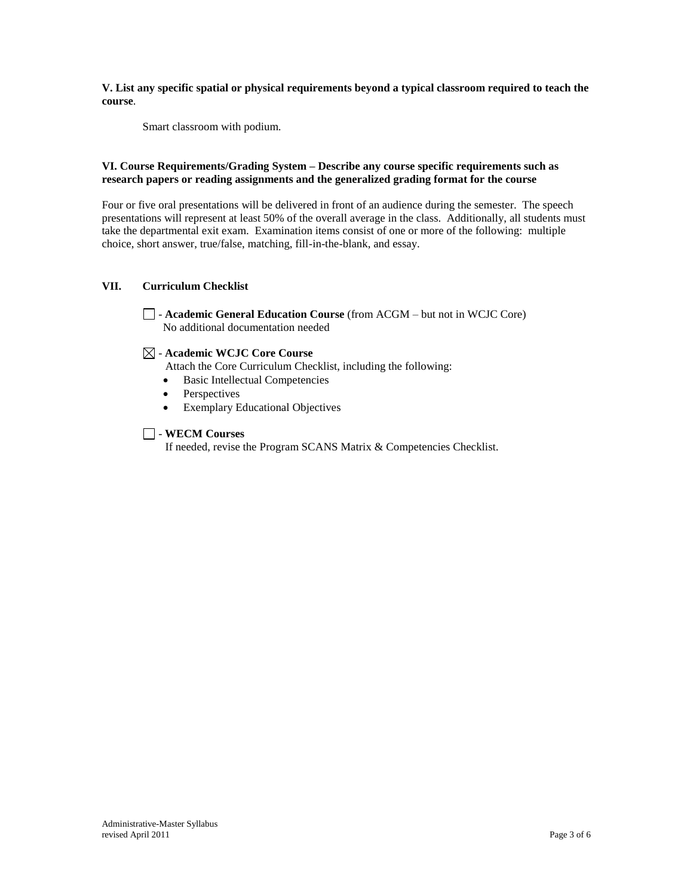**V. List any specific spatial or physical requirements beyond a typical classroom required to teach the course**.

Smart classroom with podium.

**VI. Course Requirements/Grading System – Describe any course specific requirements such as research papers or reading assignments and the generalized grading format for the course**

Four or five oral presentations will be delivered in front of an audience during the semester. The speech presentations will represent at least 50% of the overall average in the class. Additionally, all students must take the departmental exit exam. Examination items consist of one or more of the following: multiple choice, short answer, true/false, matching, fill-in-the-blank, and essay.

**VII. Curriculum Checklist**

☐ - **Academic General Education Course** (from ACGM – but not in WCJC Core)
No additional documentation needed

☒ - **Academic WCJC Core Course**
Attach the Core Curriculum Checklist, including the following:

- Basic Intellectual Competencies
- Perspectives
- Exemplary Educational Objectives

☐ - **WECM Courses**
If needed, revise the Program SCANS Matrix & Competencies Checklist.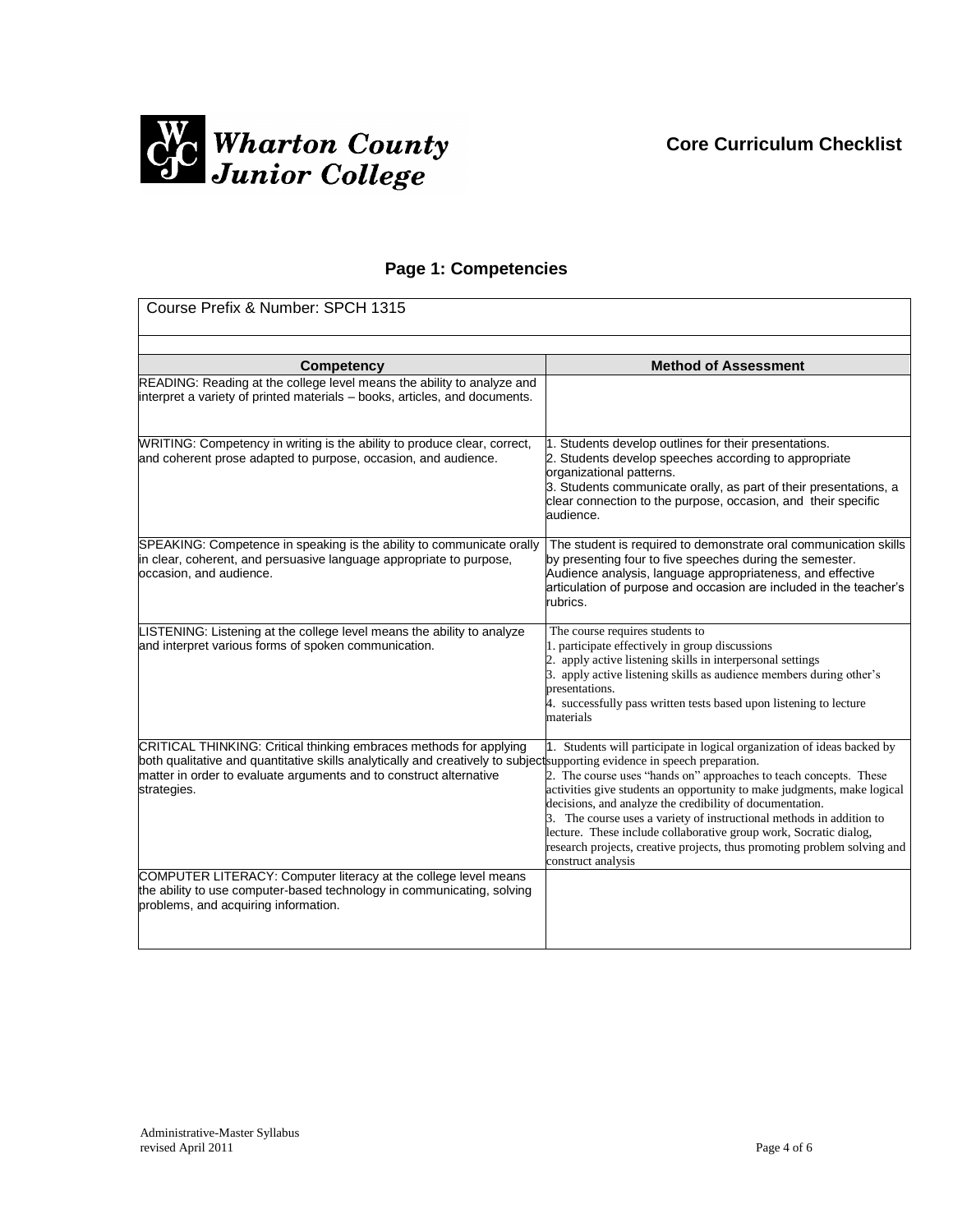**Wharton County Junior College**

## Core Curriculum Checklist

### Page 1: Competencies

Course Prefix & Number: SPCH 1315

| Competency | Method of Assessment |
| --- | --- |
| READING: Reading at the college level means the ability to analyze and interpret a variety of printed materials – books, articles, and documents. | |
| WRITING: Competency in writing is the ability to produce clear, correct, and coherent prose adapted to purpose, occasion, and audience. | 1. Students develop outlines for their presentations.<br>2. Students develop speeches according to appropriate organizational patterns.<br>3. Students communicate orally, as part of their presentations, a clear connection to the purpose, occasion, and their specific audience. |
| SPEAKING: Competence in speaking is the ability to communicate orally in clear, coherent, and persuasive language appropriate to purpose, occasion, and audience. | The student is required to demonstrate oral communication skills by presenting four to five speeches during the semester. Audience analysis, language appropriateness, and effective articulation of purpose and occasion are included in the teacher's rubrics. |
| LISTENING: Listening at the college level means the ability to analyze and interpret various forms of spoken communication. | The course requires students to<br>1. participate effectively in group discussions<br>2. apply active listening skills in interpersonal settings<br>3. apply active listening skills as audience members during other's presentations.<br>4. successfully pass written tests based upon listening to lecture materials |
| CRITICAL THINKING: Critical thinking embraces methods for applying both qualitative and quantitative skills analytically and creatively to subject matter in order to evaluate arguments and to construct alternative strategies. | 1. Students will participate in logical organization of ideas backed by supporting evidence in speech preparation.<br>2. The course uses "hands on" approaches to teach concepts. These activities give students an opportunity to make judgments, make logical decisions, and analyze the credibility of documentation.<br>3. The course uses a variety of instructional methods in addition to lecture. These include collaborative group work, Socratic dialog, research projects, creative projects, thus promoting problem solving and construct analysis |
| COMPUTER LITERACY: Computer literacy at the college level means the ability to use computer-based technology in communicating, solving problems, and acquiring information. | |

Administrative-Master Syllabus
revised April 2011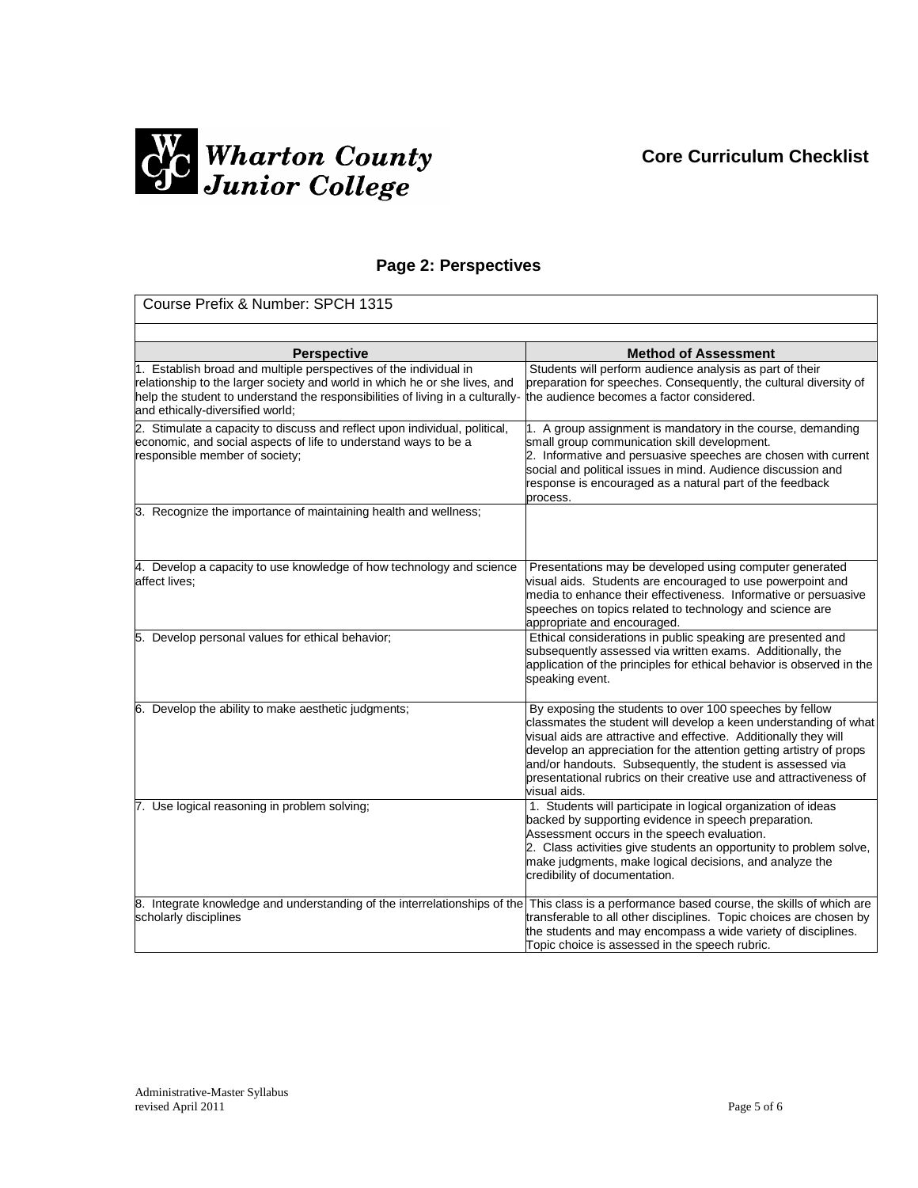Wharton County Junior College

**Core Curriculum Checklist**

## Page 2: Perspectives

| Course Prefix & Number: SPCH 1315 | |
|---|---|
| **Perspective** | **Method of Assessment** |
| 1. Establish broad and multiple perspectives of the individual in relationship to the larger society and world in which he or she lives, and help the student to understand the responsibilities of living in a culturally- and ethically-diversified world; | Students will perform audience analysis as part of their preparation for speeches. Consequently, the cultural diversity of the audience becomes a factor considered. |
| 2. Stimulate a capacity to discuss and reflect upon individual, political, economic, and social aspects of life to understand ways to be a responsible member of society; | 1. A group assignment is mandatory in the course, demanding small group communication skill development.<br>2. Informative and persuasive speeches are chosen with current social and political issues in mind. Audience discussion and response is encouraged as a natural part of the feedback process. |
| 3. Recognize the importance of maintaining health and wellness; | |
| 4. Develop a capacity to use knowledge of how technology and science affect lives; | Presentations may be developed using computer generated visual aids. Students are encouraged to use powerpoint and media to enhance their effectiveness. Informative or persuasive speeches on topics related to technology and science are appropriate and encouraged. |
| 5. Develop personal values for ethical behavior; | Ethical considerations in public speaking are presented and subsequently assessed via written exams. Additionally, the application of the principles for ethical behavior is observed in the speaking event. |
| 6. Develop the ability to make aesthetic judgments; | By exposing the students to over 100 speeches by fellow classmates the student will develop a keen understanding of what visual aids are attractive and effective. Additionally they will develop an appreciation for the attention getting artistry of props and/or handouts. Subsequently, the student is assessed via presentational rubrics on their creative use and attractiveness of visual aids. |
| 7. Use logical reasoning in problem solving; | 1. Students will participate in logical organization of ideas backed by supporting evidence in speech preparation. Assessment occurs in the speech evaluation.<br>2. Class activities give students an opportunity to problem solve, make judgments, make logical decisions, and analyze the credibility of documentation. |
| 8. Integrate knowledge and understanding of the interrelationships of the scholarly disciplines | This class is a performance based course, the skills of which are transferable to all other disciplines. Topic choices are chosen by the students and may encompass a wide variety of disciplines. Topic choice is assessed in the speech rubric. |

Administrative-Master Syllabus
revised April 2011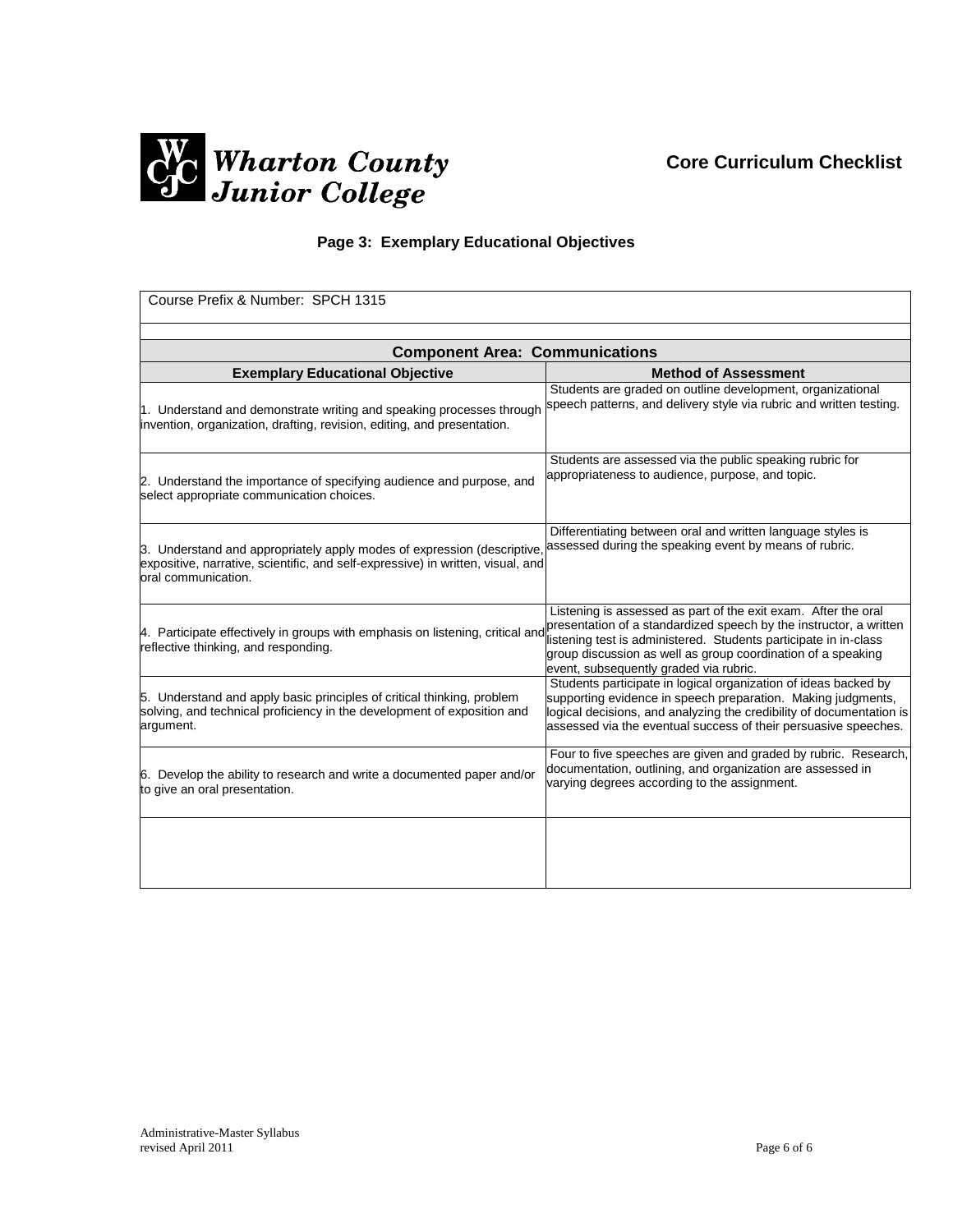Wharton County Junior College

**Core Curriculum Checklist**

### Page 3: Exemplary Educational Objectives

Course Prefix & Number: SPCH 1315

| Component Area: Communications | |
|---|---|
| **Exemplary Educational Objective** | **Method of Assessment** |
| 1. Understand and demonstrate writing and speaking processes through invention, organization, drafting, revision, editing, and presentation. | Students are graded on outline development, organizational speech patterns, and delivery style via rubric and written testing. |
| 2. Understand the importance of specifying audience and purpose, and select appropriate communication choices. | Students are assessed via the public speaking rubric for appropriateness to audience, purpose, and topic. |
| 3. Understand and appropriately apply modes of expression (descriptive, expositive, narrative, scientific, and self-expressive) in written, visual, and oral communication. | Differentiating between oral and written language styles is assessed during the speaking event by means of rubric. |
| 4. Participate effectively in groups with emphasis on listening, critical and reflective thinking, and responding. | Listening is assessed as part of the exit exam. After the oral presentation of a standardized speech by the instructor, a written listening test is administered. Students participate in in-class group discussion as well as group coordination of a speaking event, subsequently graded via rubric. |
| 5. Understand and apply basic principles of critical thinking, problem solving, and technical proficiency in the development of exposition and argument. | Students participate in logical organization of ideas backed by supporting evidence in speech preparation. Making judgments, logical decisions, and analyzing the credibility of documentation is assessed via the eventual success of their persuasive speeches. |
| 6. Develop the ability to research and write a documented paper and/or to give an oral presentation. | Four to five speeches are given and graded by rubric. Research, documentation, outlining, and organization are assessed in varying degrees according to the assignment. |
| | |

Administrative-Master Syllabus
revised April 2011